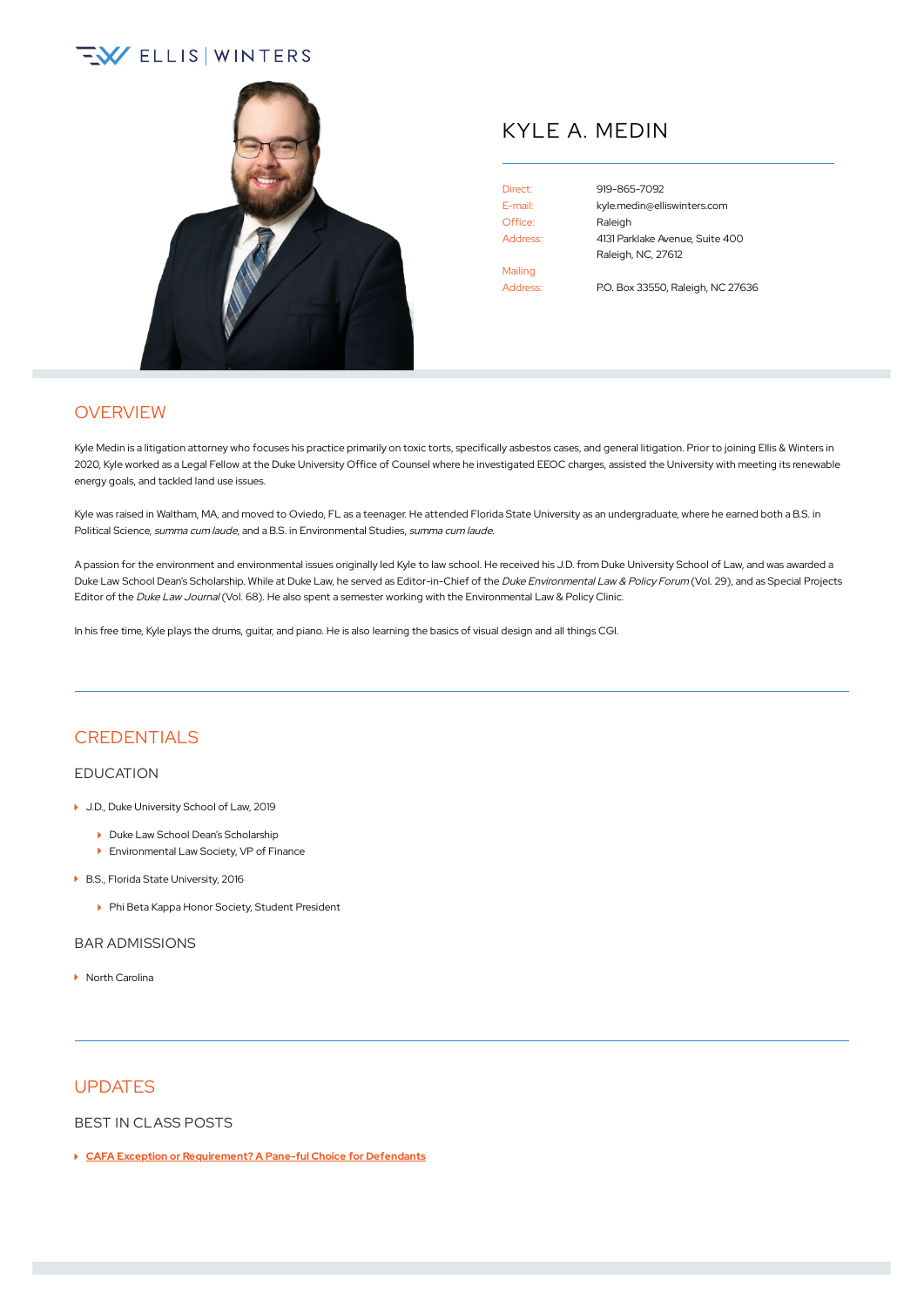# KYLE A. MEDIN

Direct: 919-865-7092
E-mail: kyle.medin@elliswinters.com
Office: Raleigh
Address: 4131 Parklake Avenue, Suite 400
Raleigh, NC, 27612

Mailing Address: P.O. Box 33550, Raleigh, NC 27636

## OVERVIEW

Kyle Medin is a litigation attorney who focuses his practice primarily on toxic torts, specifically asbestos cases, and general litigation. Prior to joining Ellis & Winters in 2020, Kyle worked as a Legal Fellow at the Duke University Office of Counsel where he investigated EEOC charges, assisted the University with meeting its renewable energy goals, and tackled land use issues.

Kyle was raised in Waltham, MA, and moved to Oviedo, FL as a teenager. He attended Florida State University as an undergraduate, where he earned both a B.S. in Political Science, *summa cum laude*, and a B.S. in Environmental Studies, *summa cum laude*.

A passion for the environment and environmental issues originally led Kyle to law school. He received his J.D. from Duke University School of Law, and was awarded a Duke Law School Dean's Scholarship. While at Duke Law, he served as Editor-in-Chief of the *Duke Environmental Law & Policy Forum* (Vol. 29), and as Special Projects Editor of the *Duke Law Journal* (Vol. 68). He also spent a semester working with the Environmental Law & Policy Clinic.

In his free time, Kyle plays the drums, guitar, and piano. He is also learning the basics of visual design and all things CGI.

## CREDENTIALS

### EDUCATION

- J.D., Duke University School of Law, 2019
  - Duke Law School Dean's Scholarship
  - Environmental Law Society, VP of Finance
- B.S., Florida State University, 2016
  - Phi Beta Kappa Honor Society, Student President

### BAR ADMISSIONS

- North Carolina

## UPDATES

### BEST IN CLASS POSTS

- **CAFA Exception or Requirement? A Pane-ful Choice for Defendants**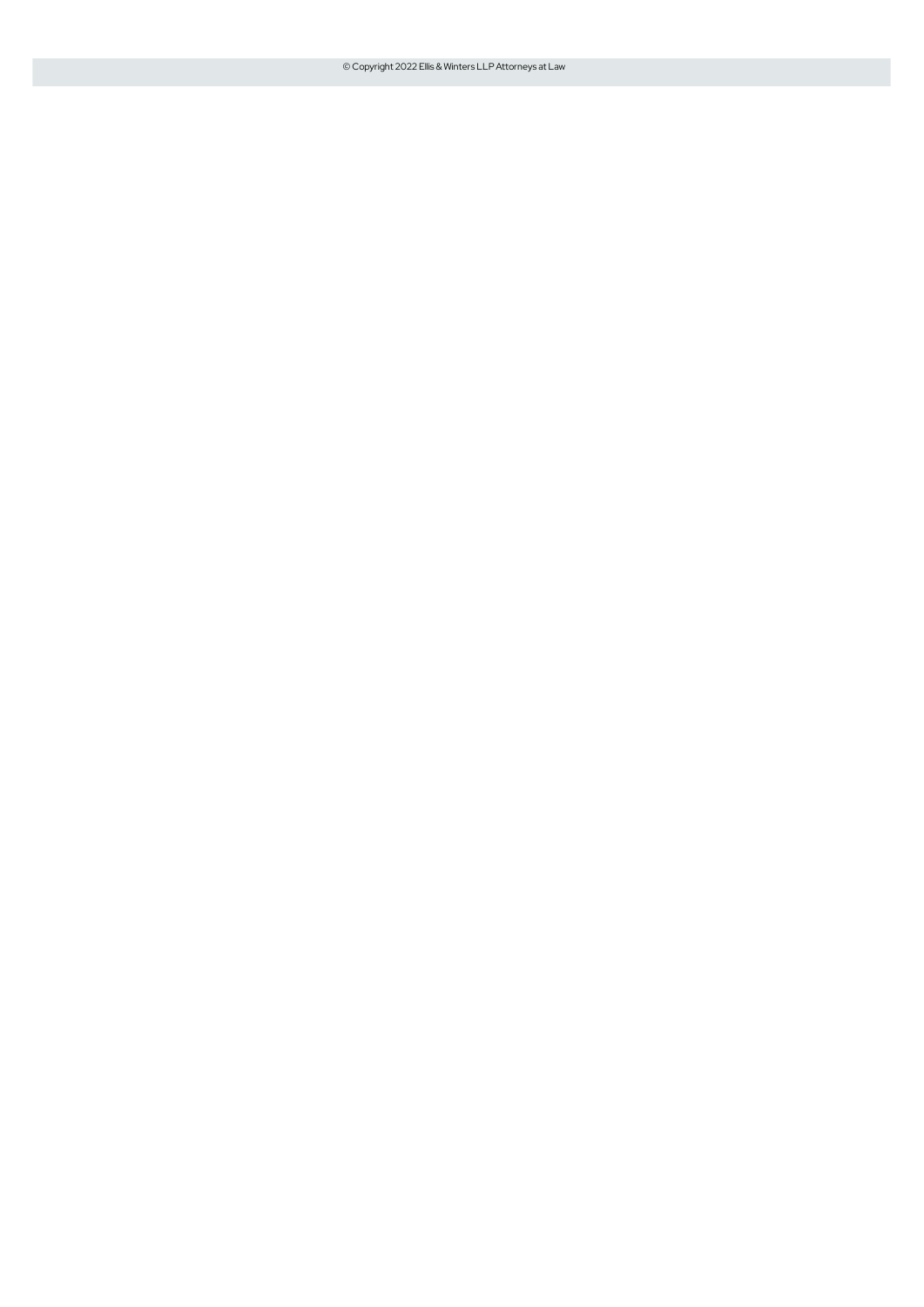© Copyright 2022 Ellis & Winters LLP Attorneys at Law